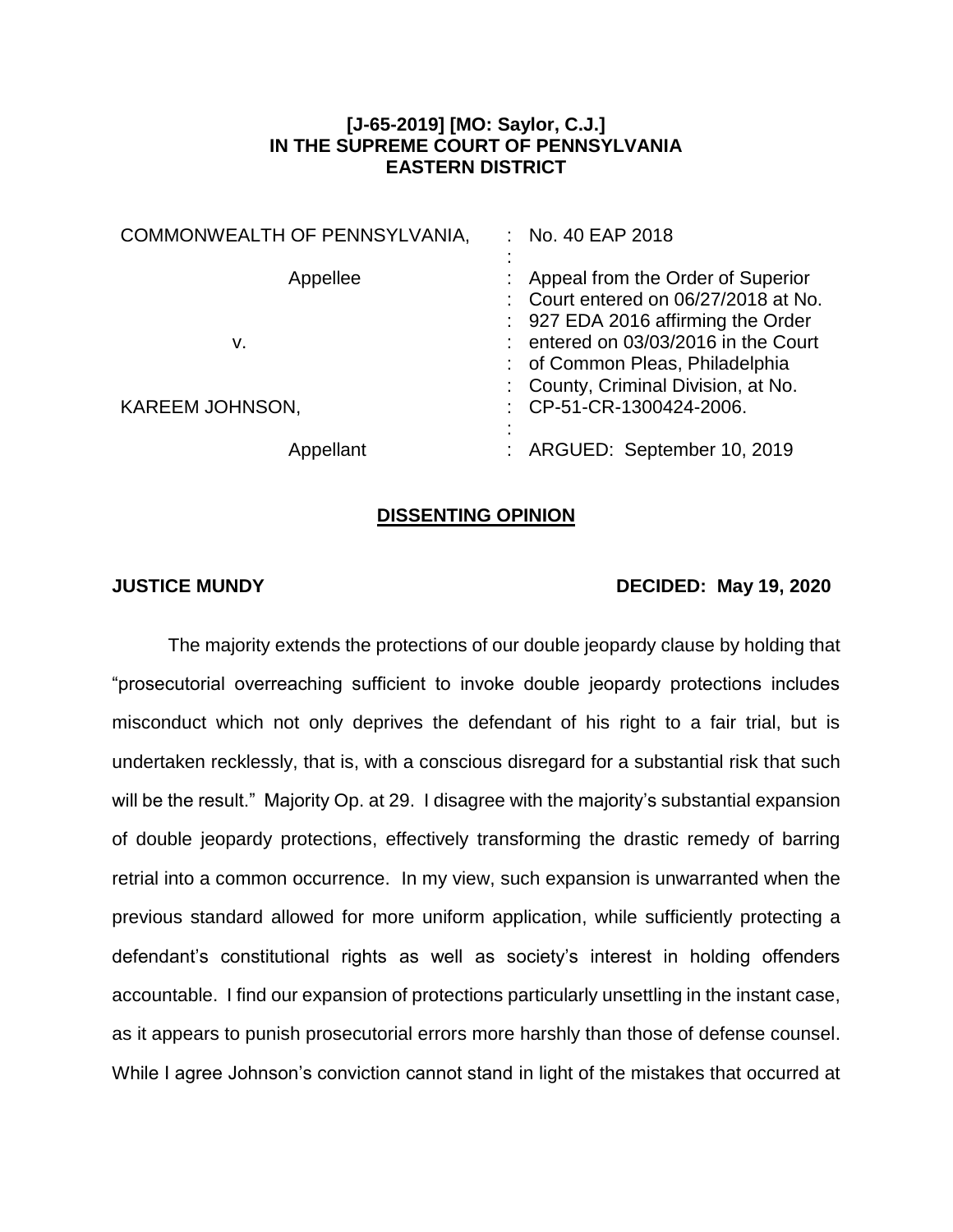**[J-65-2019] [MO: Saylor, C.J.]**
**IN THE SUPREME COURT OF PENNSYLVANIA**
**EASTERN DISTRICT**

| | |
|---|---|
| COMMONWEALTH OF PENNSYLVANIA, | : No. 40 EAP 2018 |
| Appellee | : Appeal from the Order of Superior Court entered on 06/27/2018 at No. 927 EDA 2016 affirming the Order entered on 03/03/2016 in the Court of Common Pleas, Philadelphia County, Criminal Division, at No. CP-51-CR-1300424-2006. |
| v. | |
| KAREEM JOHNSON, | |
| Appellant | : ARGUED: September 10, 2019 |

## DISSENTING OPINION

**JUSTICE MUNDY** **DECIDED: May 19, 2020**

The majority extends the protections of our double jeopardy clause by holding that "prosecutorial overreaching sufficient to invoke double jeopardy protections includes misconduct which not only deprives the defendant of his right to a fair trial, but is undertaken recklessly, that is, with a conscious disregard for a substantial risk that such will be the result." Majority Op. at 29. I disagree with the majority's substantial expansion of double jeopardy protections, effectively transforming the drastic remedy of barring retrial into a common occurrence. In my view, such expansion is unwarranted when the previous standard allowed for more uniform application, while sufficiently protecting a defendant's constitutional rights as well as society's interest in holding offenders accountable. I find our expansion of protections particularly unsettling in the instant case, as it appears to punish prosecutorial errors more harshly than those of defense counsel. While I agree Johnson's conviction cannot stand in light of the mistakes that occurred at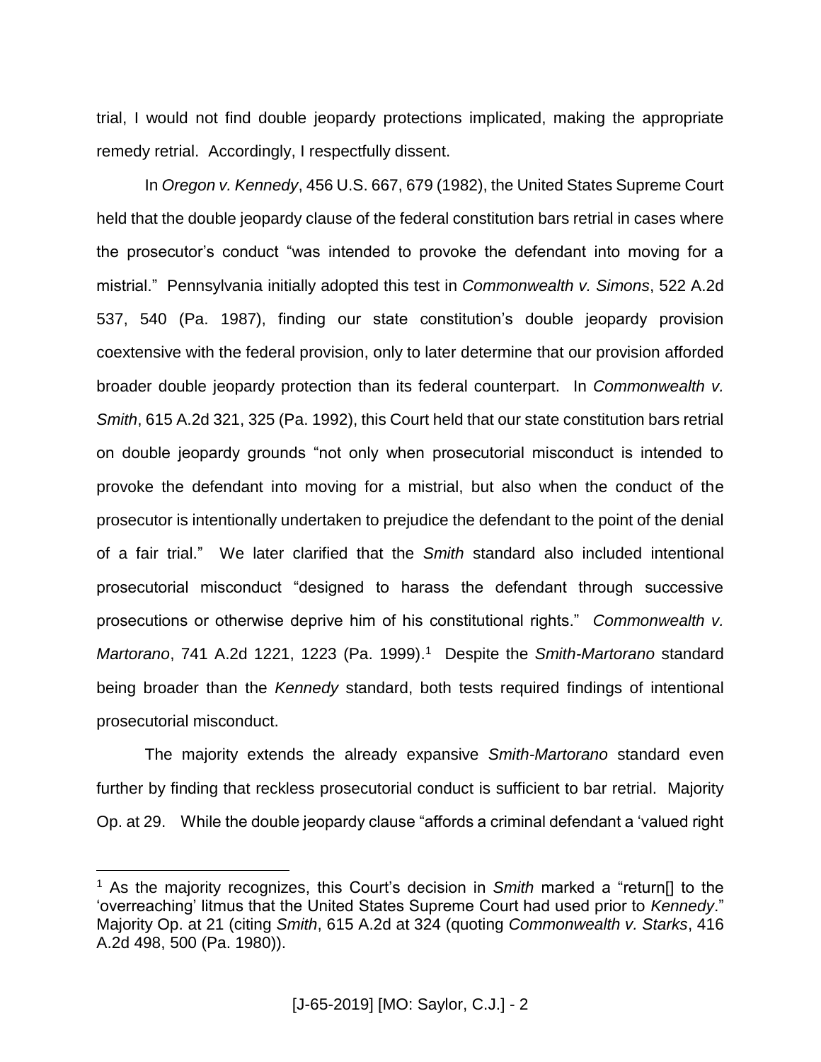trial, I would not find double jeopardy protections implicated, making the appropriate remedy retrial. Accordingly, I respectfully dissent.

In *Oregon v. Kennedy*, 456 U.S. 667, 679 (1982), the United States Supreme Court held that the double jeopardy clause of the federal constitution bars retrial in cases where the prosecutor's conduct "was intended to provoke the defendant into moving for a mistrial." Pennsylvania initially adopted this test in *Commonwealth v. Simons*, 522 A.2d 537, 540 (Pa. 1987), finding our state constitution's double jeopardy provision coextensive with the federal provision, only to later determine that our provision afforded broader double jeopardy protection than its federal counterpart. In *Commonwealth v. Smith*, 615 A.2d 321, 325 (Pa. 1992), this Court held that our state constitution bars retrial on double jeopardy grounds "not only when prosecutorial misconduct is intended to provoke the defendant into moving for a mistrial, but also when the conduct of the prosecutor is intentionally undertaken to prejudice the defendant to the point of the denial of a fair trial." We later clarified that the *Smith* standard also included intentional prosecutorial misconduct "designed to harass the defendant through successive prosecutions or otherwise deprive him of his constitutional rights." *Commonwealth v. Martorano*, 741 A.2d 1221, 1223 (Pa. 1999).[1] Despite the *Smith-Martorano* standard being broader than the *Kennedy* standard, both tests required findings of intentional prosecutorial misconduct.

The majority extends the already expansive *Smith-Martorano* standard even further by finding that reckless prosecutorial conduct is sufficient to bar retrial. Majority Op. at 29. While the double jeopardy clause "affords a criminal defendant a 'valued right

---

[1] As the majority recognizes, this Court's decision in *Smith* marked a "return[] to the 'overreaching' litmus that the United States Supreme Court had used prior to *Kennedy*." Majority Op. at 21 (citing *Smith*, 615 A.2d at 324 (quoting *Commonwealth v. Starks*, 416 A.2d 498, 500 (Pa. 1980)).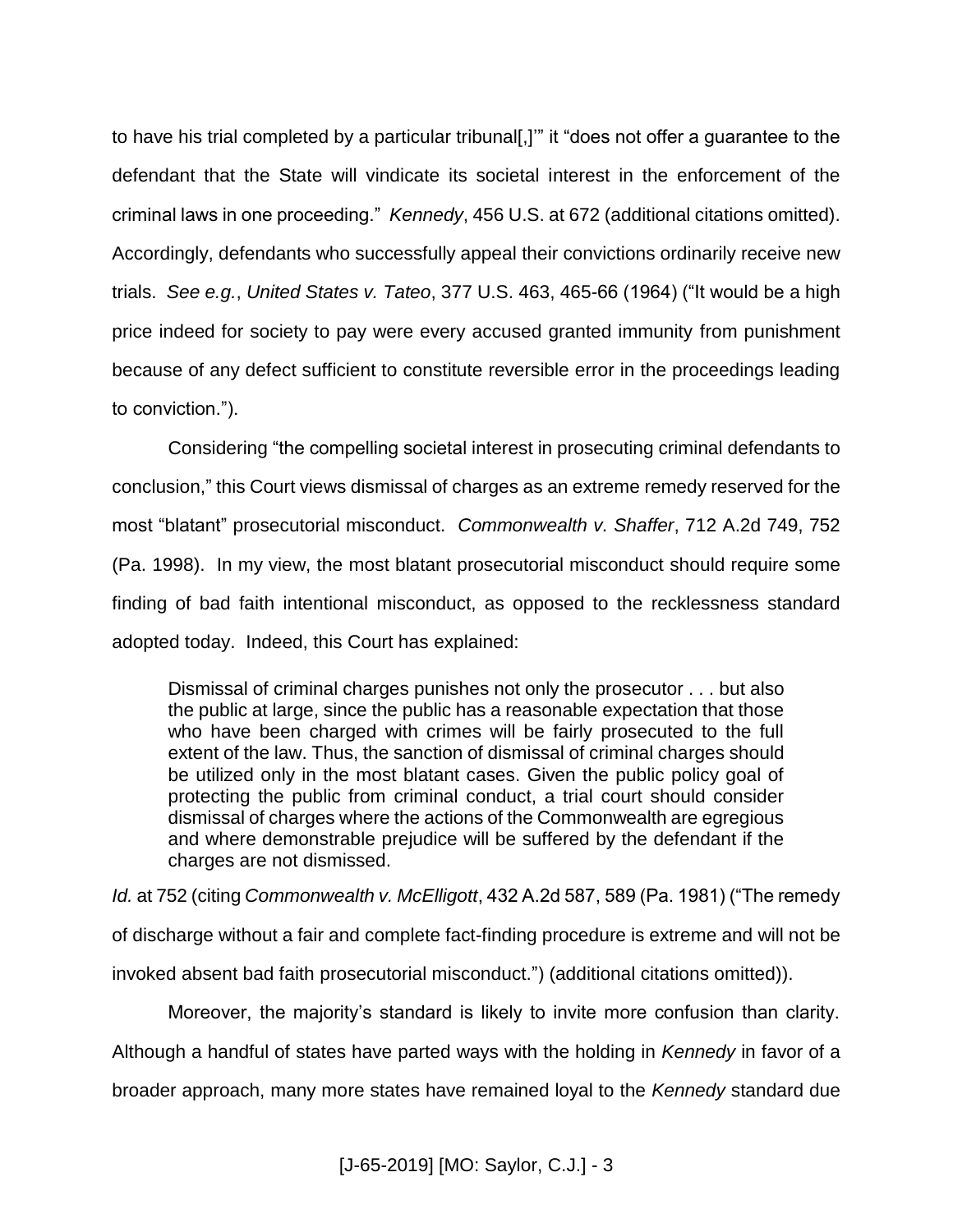to have his trial completed by a particular tribunal[,]'" it "does not offer a guarantee to the defendant that the State will vindicate its societal interest in the enforcement of the criminal laws in one proceeding." *Kennedy*, 456 U.S. at 672 (additional citations omitted). Accordingly, defendants who successfully appeal their convictions ordinarily receive new trials. *See e.g.*, *United States v. Tateo*, 377 U.S. 463, 465-66 (1964) ("It would be a high price indeed for society to pay were every accused granted immunity from punishment because of any defect sufficient to constitute reversible error in the proceedings leading to conviction.").

Considering "the compelling societal interest in prosecuting criminal defendants to conclusion," this Court views dismissal of charges as an extreme remedy reserved for the most "blatant" prosecutorial misconduct. *Commonwealth v. Shaffer*, 712 A.2d 749, 752 (Pa. 1998). In my view, the most blatant prosecutorial misconduct should require some finding of bad faith intentional misconduct, as opposed to the recklessness standard adopted today. Indeed, this Court has explained:

> Dismissal of criminal charges punishes not only the prosecutor . . . but also the public at large, since the public has a reasonable expectation that those who have been charged with crimes will be fairly prosecuted to the full extent of the law. Thus, the sanction of dismissal of criminal charges should be utilized only in the most blatant cases. Given the public policy goal of protecting the public from criminal conduct, a trial court should consider dismissal of charges where the actions of the Commonwealth are egregious and where demonstrable prejudice will be suffered by the defendant if the charges are not dismissed.

*Id.* at 752 (citing *Commonwealth v. McElligott*, 432 A.2d 587, 589 (Pa. 1981) ("The remedy of discharge without a fair and complete fact-finding procedure is extreme and will not be invoked absent bad faith prosecutorial misconduct.") (additional citations omitted)).

Moreover, the majority's standard is likely to invite more confusion than clarity. Although a handful of states have parted ways with the holding in *Kennedy* in favor of a broader approach, many more states have remained loyal to the *Kennedy* standard due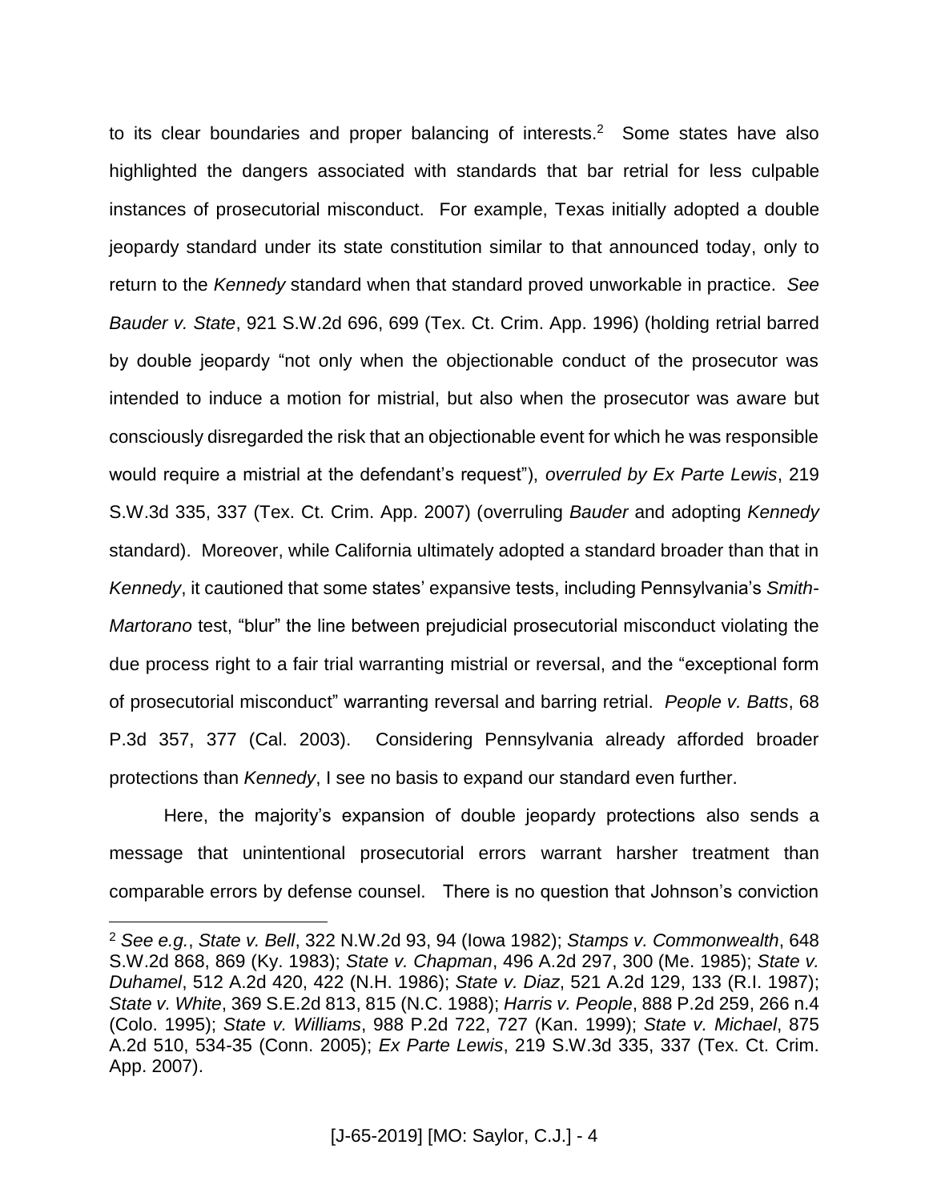to its clear boundaries and proper balancing of interests.[2] Some states have also highlighted the dangers associated with standards that bar retrial for less culpable instances of prosecutorial misconduct. For example, Texas initially adopted a double jeopardy standard under its state constitution similar to that announced today, only to return to the *Kennedy* standard when that standard proved unworkable in practice. *See Bauder v. State*, 921 S.W.2d 696, 699 (Tex. Ct. Crim. App. 1996) (holding retrial barred by double jeopardy "not only when the objectionable conduct of the prosecutor was intended to induce a motion for mistrial, but also when the prosecutor was aware but consciously disregarded the risk that an objectionable event for which he was responsible would require a mistrial at the defendant's request"), *overruled by Ex Parte Lewis*, 219 S.W.3d 335, 337 (Tex. Ct. Crim. App. 2007) (overruling *Bauder* and adopting *Kennedy* standard). Moreover, while California ultimately adopted a standard broader than that in *Kennedy*, it cautioned that some states' expansive tests, including Pennsylvania's *Smith-Martorano* test, "blur" the line between prejudicial prosecutorial misconduct violating the due process right to a fair trial warranting mistrial or reversal, and the "exceptional form of prosecutorial misconduct" warranting reversal and barring retrial. *People v. Batts*, 68 P.3d 357, 377 (Cal. 2003). Considering Pennsylvania already afforded broader protections than *Kennedy*, I see no basis to expand our standard even further.

Here, the majority's expansion of double jeopardy protections also sends a message that unintentional prosecutorial errors warrant harsher treatment than comparable errors by defense counsel. There is no question that Johnson's conviction

---

[2] *See e.g.*, *State v. Bell*, 322 N.W.2d 93, 94 (Iowa 1982); *Stamps v. Commonwealth*, 648 S.W.2d 868, 869 (Ky. 1983); *State v. Chapman*, 496 A.2d 297, 300 (Me. 1985); *State v. Duhamel*, 512 A.2d 420, 422 (N.H. 1986); *State v. Diaz*, 521 A.2d 129, 133 (R.I. 1987); *State v. White*, 369 S.E.2d 813, 815 (N.C. 1988); *Harris v. People*, 888 P.2d 259, 266 n.4 (Colo. 1995); *State v. Williams*, 988 P.2d 722, 727 (Kan. 1999); *State v. Michael*, 875 A.2d 510, 534-35 (Conn. 2005); *Ex Parte Lewis*, 219 S.W.3d 335, 337 (Tex. Ct. Crim. App. 2007).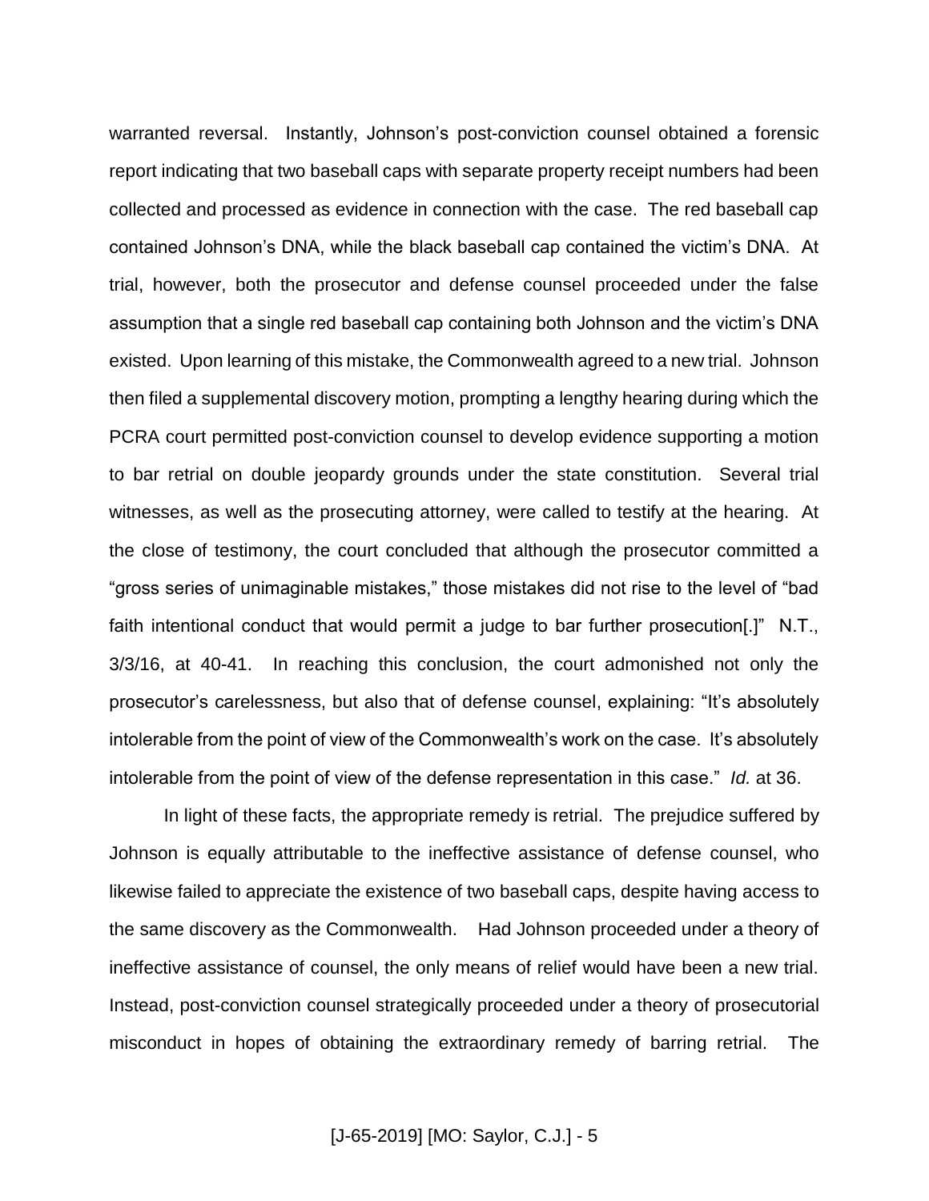warranted reversal. Instantly, Johnson's post-conviction counsel obtained a forensic report indicating that two baseball caps with separate property receipt numbers had been collected and processed as evidence in connection with the case. The red baseball cap contained Johnson's DNA, while the black baseball cap contained the victim's DNA. At trial, however, both the prosecutor and defense counsel proceeded under the false assumption that a single red baseball cap containing both Johnson and the victim's DNA existed. Upon learning of this mistake, the Commonwealth agreed to a new trial. Johnson then filed a supplemental discovery motion, prompting a lengthy hearing during which the PCRA court permitted post-conviction counsel to develop evidence supporting a motion to bar retrial on double jeopardy grounds under the state constitution. Several trial witnesses, as well as the prosecuting attorney, were called to testify at the hearing. At the close of testimony, the court concluded that although the prosecutor committed a "gross series of unimaginable mistakes," those mistakes did not rise to the level of "bad faith intentional conduct that would permit a judge to bar further prosecution[.]" N.T., 3/3/16, at 40-41. In reaching this conclusion, the court admonished not only the prosecutor's carelessness, but also that of defense counsel, explaining: "It's absolutely intolerable from the point of view of the Commonwealth's work on the case. It's absolutely intolerable from the point of view of the defense representation in this case." *Id.* at 36.

In light of these facts, the appropriate remedy is retrial. The prejudice suffered by Johnson is equally attributable to the ineffective assistance of defense counsel, who likewise failed to appreciate the existence of two baseball caps, despite having access to the same discovery as the Commonwealth. Had Johnson proceeded under a theory of ineffective assistance of counsel, the only means of relief would have been a new trial. Instead, post-conviction counsel strategically proceeded under a theory of prosecutorial misconduct in hopes of obtaining the extraordinary remedy of barring retrial. The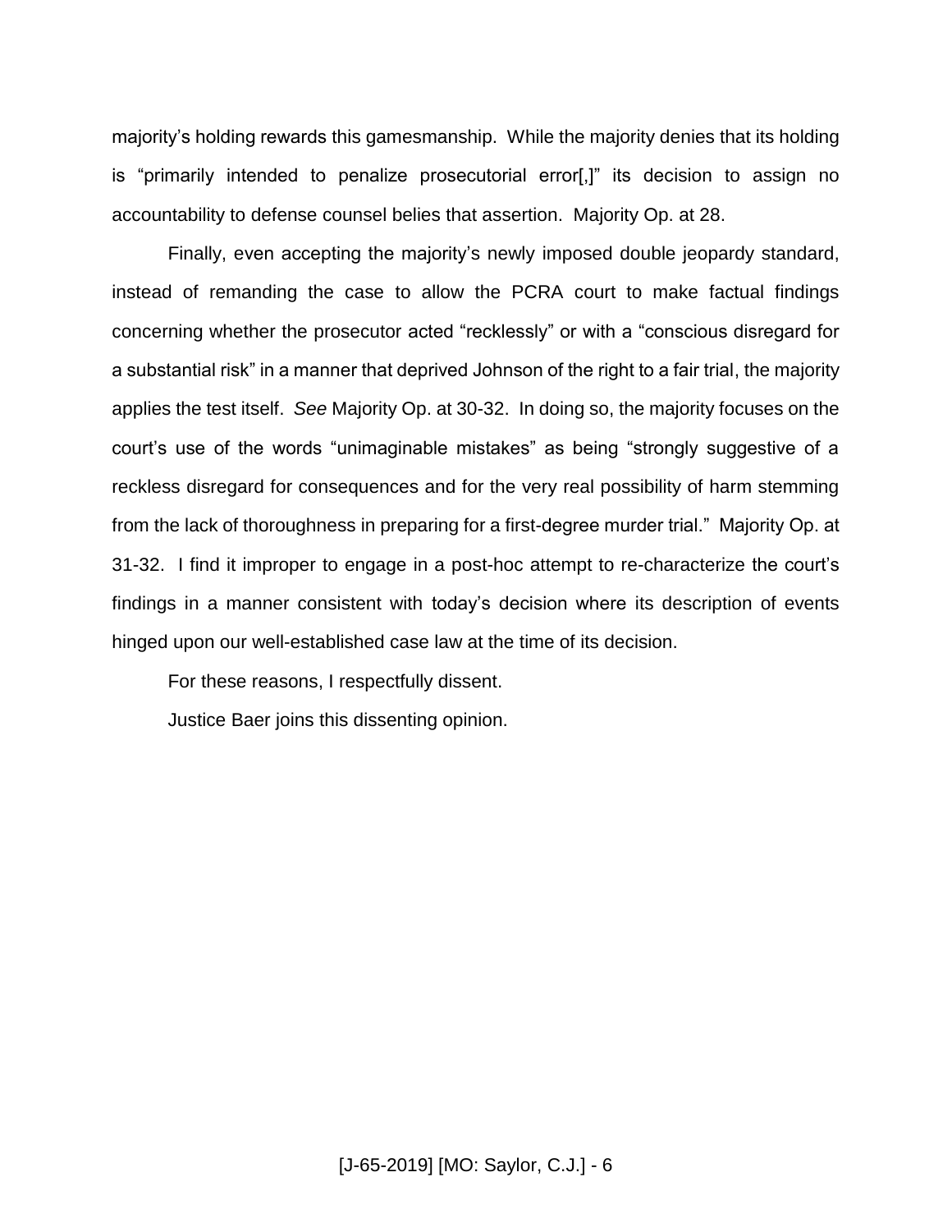majority's holding rewards this gamesmanship. While the majority denies that its holding is "primarily intended to penalize prosecutorial error[,]" its decision to assign no accountability to defense counsel belies that assertion. Majority Op. at 28.

Finally, even accepting the majority's newly imposed double jeopardy standard, instead of remanding the case to allow the PCRA court to make factual findings concerning whether the prosecutor acted "recklessly" or with a "conscious disregard for a substantial risk" in a manner that deprived Johnson of the right to a fair trial, the majority applies the test itself. *See* Majority Op. at 30-32. In doing so, the majority focuses on the court's use of the words "unimaginable mistakes" as being "strongly suggestive of a reckless disregard for consequences and for the very real possibility of harm stemming from the lack of thoroughness in preparing for a first-degree murder trial." Majority Op. at 31-32. I find it improper to engage in a post-hoc attempt to re-characterize the court's findings in a manner consistent with today's decision where its description of events hinged upon our well-established case law at the time of its decision.

For these reasons, I respectfully dissent.

Justice Baer joins this dissenting opinion.